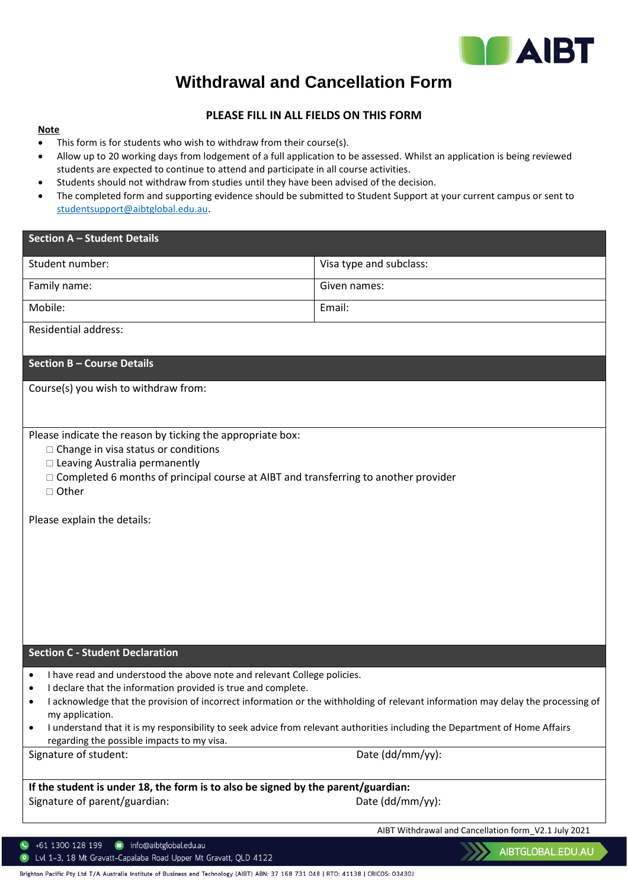# Withdrawal and Cancellation Form

**PLEASE FILL IN ALL FIELDS ON THIS FORM**

**Note**

- This form is for students who wish to withdraw from their course(s).
- Allow up to 20 working days from lodgement of a full application to be assessed. Whilst an application is being reviewed students are expected to continue to attend and participate in all course activities.
- Students should not withdraw from studies until they have been advised of the decision.
- The completed form and supporting evidence should be submitted to Student Support at your current campus or sent to studentsupport@aibtglobal.edu.au.

| **Section A – Student Details** | |
|---|---|
| Student number: | Visa type and subclass: |
| Family name: | Given names: |
| Mobile: | Email: |
| Residential address: | |

| **Section B – Course Details** |
|---|
| Course(s) you wish to withdraw from: |
| Please indicate the reason by ticking the appropriate box:<br>☐ Change in visa status or conditions<br>☐ Leaving Australia permanently<br>☐ Completed 6 months of principal course at AIBT and transferring to another provider<br>☐ Other<br><br>Please explain the details: |

**Section C - Student Declaration**

- I have read and understood the above note and relevant College policies.
- I declare that the information provided is true and complete.
- I acknowledge that the provision of incorrect information or the withholding of relevant information may delay the processing of my application.
- I understand that it is my responsibility to seek advice from relevant authorities including the Department of Home Affairs regarding the possible impacts to my visa.

| Signature of student: | Date (dd/mm/yy): |
|---|---|

**If the student is under 18, the form is to also be signed by the parent/guardian:**

| Signature of parent/guardian: | Date (dd/mm/yy): |
|---|---|

AIBT Withdrawal and Cancellation form_V2.1 July 2021

+61 1300 128 199 | info@aibtglobal.edu.au

Lvl 1-3, 18 Mt Gravatt-Capalaba Road Upper Mt Gravatt, QLD 4122

AIBTGLOBAL.EDU.AU

Brighton Pacific Pty Ltd T/A Australia Institute of Business and Technology (AIBT) ABN: 37 168 731 048 | RTO: 41138 | CRICOS: 03430J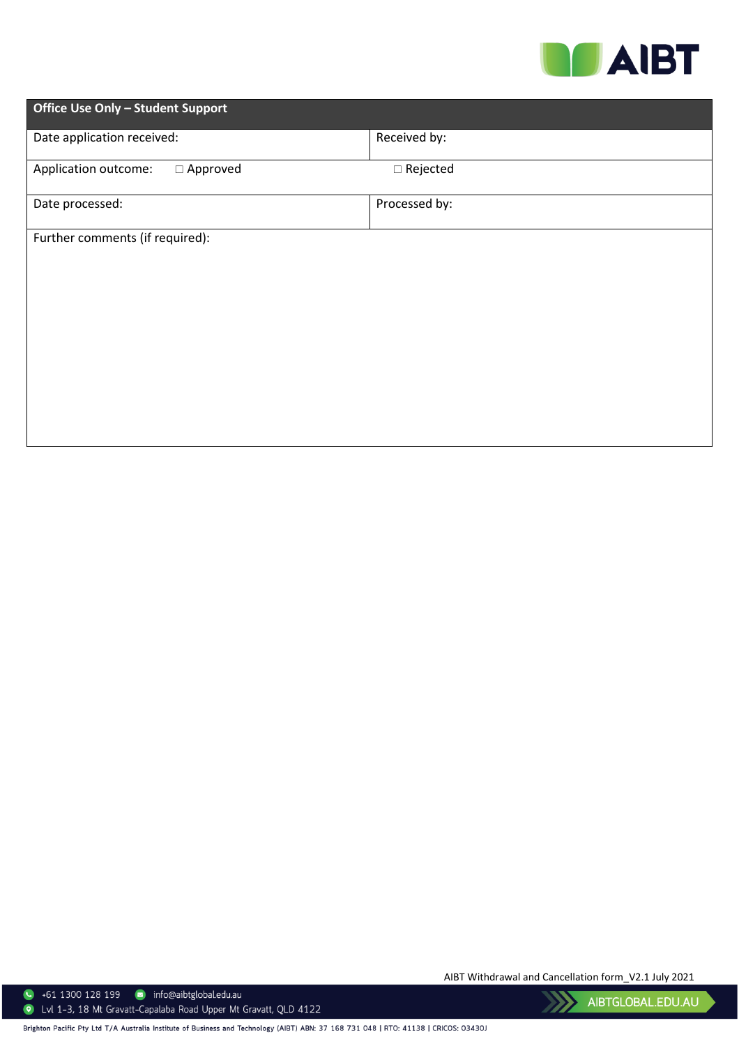| Office Use Only – Student Support | |
|---|---|
| Date application received: | Received by: |
| Application outcome: ☐ Approved | ☐ Rejected |
| Date processed: | Processed by: |
| Further comments (if required): | |